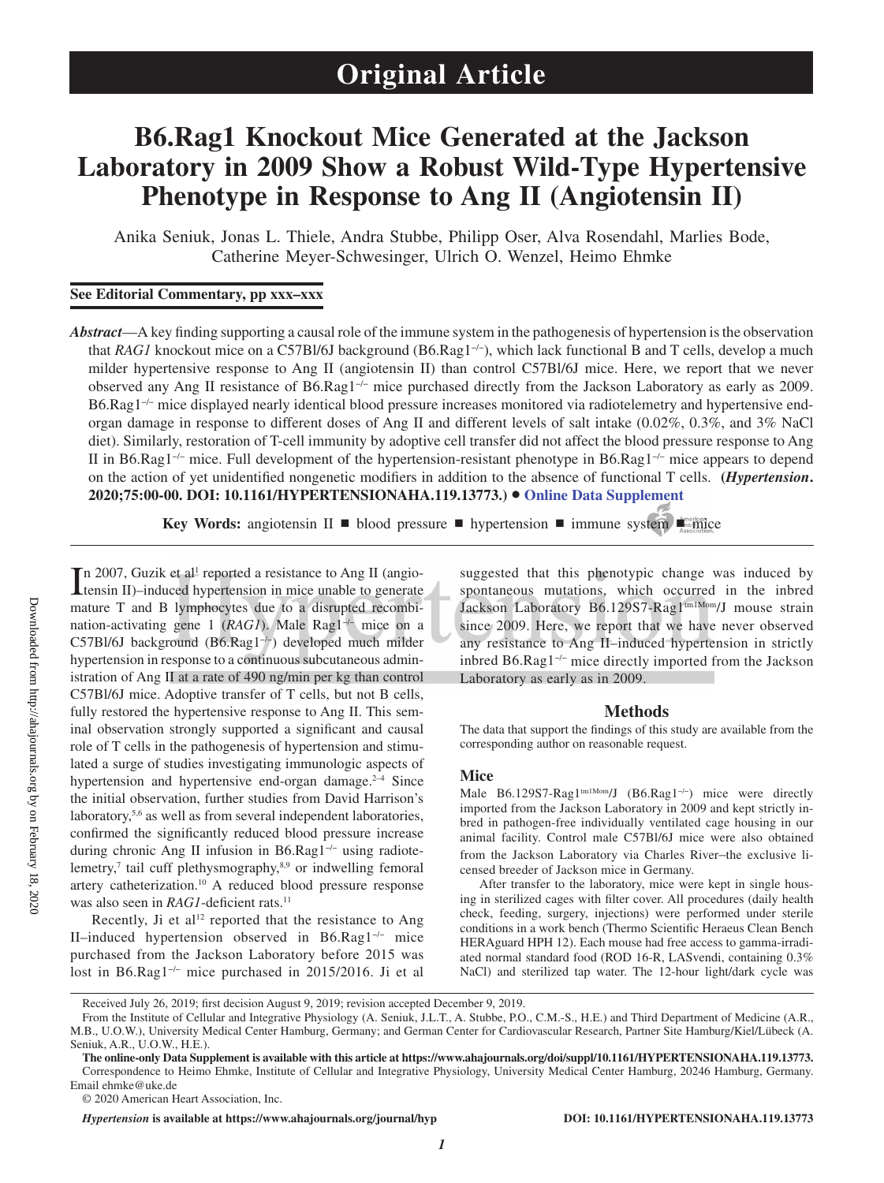# Original Article

# B6.Rag1 Knockout Mice Generated at the Jackson Laboratory in 2009 Show a Robust Wild-Type Hypertensive Phenotype in Response to Ang II (Angiotensin II)

Anika Seniuk, Jonas L. Thiele, Andra Stubbe, Philipp Oser, Alva Rosendahl, Marlies Bode, Catherine Meyer-Schwesinger, Ulrich O. Wenzel, Heimo Ehmke

**See Editorial Commentary, pp xxx–xxx**

***Abstract*****—**A key finding supporting a causal role of the immune system in the pathogenesis of hypertension is the observation that *RAG1* knockout mice on a C57Bl/6J background (B6.Rag1$^{-/-}$), which lack functional B and T cells, develop a much milder hypertensive response to Ang II (angiotensin II) than control C57Bl/6J mice. Here, we report that we never observed any Ang II resistance of B6.Rag1$^{-/-}$ mice purchased directly from the Jackson Laboratory as early as 2009. B6.Rag1$^{-/-}$ mice displayed nearly identical blood pressure increases monitored via radiotelemetry and hypertensive end-organ damage in response to different doses of Ang II and different levels of salt intake (0.02%, 0.3%, and 3% NaCl diet). Similarly, restoration of T-cell immunity by adoptive cell transfer did not affect the blood pressure response to Ang II in B6.Rag1$^{-/-}$ mice. Full development of the hypertension-resistant phenotype in B6.Rag1$^{-/-}$ mice appears to depend on the action of yet unidentified nongenetic modifiers in addition to the absence of functional T cells. **(*Hypertension*. 2020;75:00-00. DOI: 10.1161/HYPERTENSIONAHA.119.13773.)** • Online Data Supplement

**Key Words:** angiotensin II ■ blood pressure ■ hypertension ■ immune system ■ mice

In 2007, Guzik et al[1] reported a resistance to Ang II (angiotensin II)–induced hypertension in mice unable to generate mature T and B lymphocytes due to a disrupted recombination-activating gene 1 (*RAG1*). Male Rag1$^{-/-}$ mice on a C57Bl/6J background (B6.Rag1$^{-/-}$) developed much milder hypertension in response to a continuous subcutaneous administration of Ang II at a rate of 490 ng/min per kg than control C57Bl/6J mice. Adoptive transfer of T cells, but not B cells, fully restored the hypertensive response to Ang II. This seminal observation strongly supported a significant and causal role of T cells in the pathogenesis of hypertension and stimulated a surge of studies investigating immunologic aspects of hypertension and hypertensive end-organ damage.[2–4] Since the initial observation, further studies from David Harrison's laboratory,[5,6] as well as from several independent laboratories, confirmed the significantly reduced blood pressure increase during chronic Ang II infusion in B6.Rag1$^{-/-}$ using radiotelemetry,[7] tail cuff plethysmography,[8,9] or indwelling femoral artery catheterization.[10] A reduced blood pressure response was also seen in *RAG1*-deficient rats.[11]

Recently, Ji et al[12] reported that the resistance to Ang II–induced hypertension observed in B6.Rag1$^{-/-}$ mice purchased from the Jackson Laboratory before 2015 was lost in B6.Rag1$^{-/-}$ mice purchased in 2015/2016. Ji et al suggested that this phenotypic change was induced by spontaneous mutations, which occurred in the inbred Jackson Laboratory B6.129S7-Rag1$^{tm1Mom}$/J mouse strain since 2009. Here, we report that we have never observed any resistance to Ang II–induced hypertension in strictly inbred B6.Rag1$^{-/-}$ mice directly imported from the Jackson Laboratory as early as in 2009.

## Methods

The data that support the findings of this study are available from the corresponding author on reasonable request.

### Mice

Male B6.129S7-Rag1$^{tm1Mom}$/J (B6.Rag1$^{-/-}$) mice were directly imported from the Jackson Laboratory in 2009 and kept strictly inbred in pathogen-free individually ventilated cage housing in our animal facility. Control male C57Bl/6J mice were also obtained from the Jackson Laboratory via Charles River–the exclusive licensed breeder of Jackson mice in Germany.

After transfer to the laboratory, mice were kept in single housing in sterilized cages with filter cover. All procedures (daily health check, feeding, surgery, injections) were performed under sterile conditions in a work bench (Thermo Scientific Heraeus Clean Bench HERAguard HPH 12). Each mouse had free access to gamma-irradiated normal standard food (ROD 16-R, LASvendi, containing 0.3% NaCl) and sterilized tap water. The 12-hour light/dark cycle was

Received July 26, 2019; first decision August 9, 2019; revision accepted December 9, 2019.

From the Institute of Cellular and Integrative Physiology (A. Seniuk, J.L.T., A. Stubbe, P.O., C.M.-S., H.E.) and Third Department of Medicine (A.R., M.B., U.O.W.), University Medical Center Hamburg, Germany; and German Center for Cardiovascular Research, Partner Site Hamburg/Kiel/Lübeck (A. Seniuk, A.R., U.O.W., H.E.).

**The online-only Data Supplement is available with this article at https://www.ahajournals.org/doi/suppl/10.1161/HYPERTENSIONAHA.119.13773.**

Correspondence to Heimo Ehmke, Institute of Cellular and Integrative Physiology, University Medical Center Hamburg, 20246 Hamburg, Germany. Email ehmke@uke.de

© 2020 American Heart Association, Inc.

*Hypertension* is available at https://www.ahajournals.org/journal/hyp DOI: 10.1161/HYPERTENSIONAHA.119.13773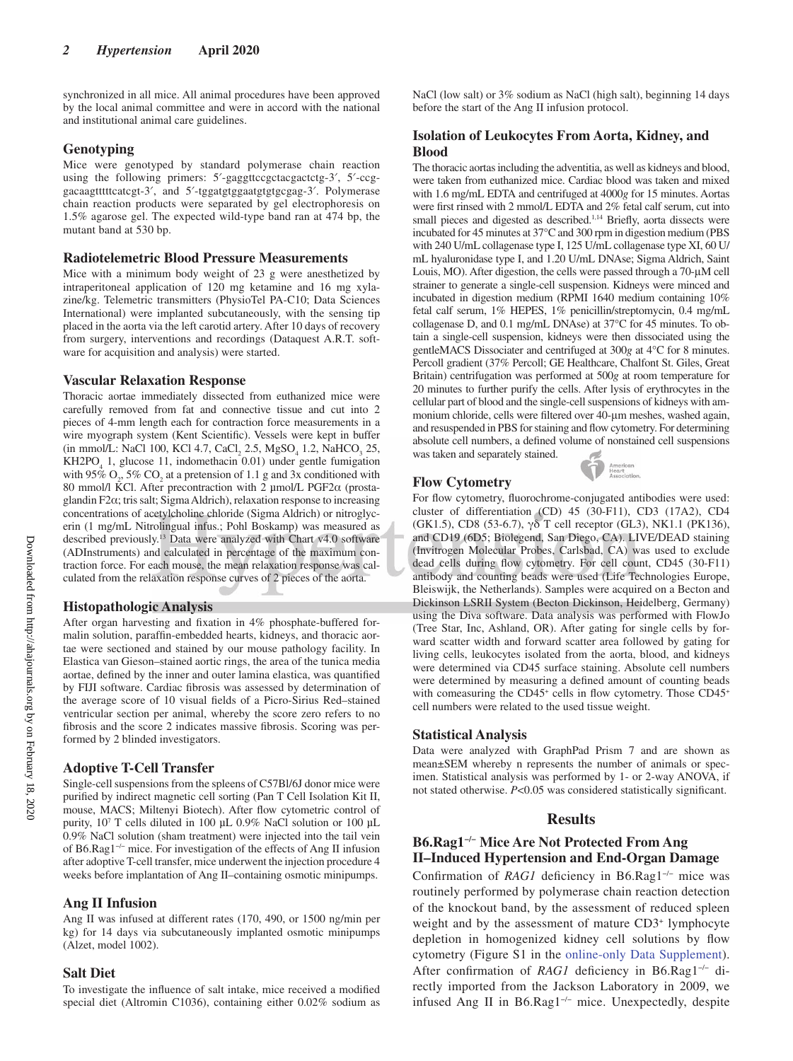synchronized in all mice. All animal procedures have been approved by the local animal committee and were in accord with the national and institutional animal care guidelines.

## Genotyping

Mice were genotyped by standard polymerase chain reaction using the following primers: 5′-gaggttccgctacgactctg-3′, 5′-ccg-gacaagtttttcatcgt-3′, and 5′-tggatgtggaatgtgtgcgag-3′. Polymerase chain reaction products were separated by gel electrophoresis on 1.5% agarose gel. The expected wild-type band ran at 474 bp, the mutant band at 530 bp.

## Radiotelemetric Blood Pressure Measurements

Mice with a minimum body weight of 23 g were anesthetized by intraperitoneal application of 120 mg ketamine and 16 mg xylazine/kg. Telemetric transmitters (PhysioTel PA-C10; Data Sciences International) were implanted subcutaneously, with the sensing tip placed in the aorta via the left carotid artery. After 10 days of recovery from surgery, interventions and recordings (Dataquest A.R.T. software for acquisition and analysis) were started.

## Vascular Relaxation Response

Thoracic aortae immediately dissected from euthanized mice were carefully removed from fat and connective tissue and cut into 2 pieces of 4-mm length each for contraction force measurements in a wire myograph system (Kent Scientific). Vessels were kept in buffer (in mmol/L: NaCl 100, KCl 4.7, $CaCl_2$ 2.5, $MgSO_4$ 1.2, $NaHCO_3$ 25, $KH2PO_4$ 1, glucose 11, indomethacin 0.01) under gentle fumigation with 95% $O_2$, 5% $CO_2$ at a pretension of 1.1 g and 3x conditioned with 80 mmol/l KCl. After precontraction with 2 µmol/L PGF2α (prostaglandin F2α; tris salt; Sigma Aldrich), relaxation response to increasing concentrations of acetylcholine chloride (Sigma Aldrich) or nitroglycerin (1 mg/mL Nitrolingual infus.; Pohl Boskamp) was measured as described previously.[13] Data were analyzed with Chart v4.0 software (ADInstruments) and calculated in percentage of the maximum contraction force. For each mouse, the mean relaxation response was calculated from the relaxation response curves of 2 pieces of the aorta.

## Histopathologic Analysis

After organ harvesting and fixation in 4% phosphate-buffered formalin solution, paraffin-embedded hearts, kidneys, and thoracic aortae were sectioned and stained by our mouse pathology facility. In Elastica van Gieson–stained aortic rings, the area of the tunica media aortae, defined by the inner and outer lamina elastica, was quantified by FIJI software. Cardiac fibrosis was assessed by determination of the average score of 10 visual fields of a Picro-Sirius Red–stained ventricular section per animal, whereby the score zero refers to no fibrosis and the score 2 indicates massive fibrosis. Scoring was performed by 2 blinded investigators.

## Adoptive T-Cell Transfer

Single-cell suspensions from the spleens of C57Bl/6J donor mice were purified by indirect magnetic cell sorting (Pan T Cell Isolation Kit II, mouse, MACS; Miltenyi Biotech). After flow cytometric control of purity, $10^7$ T cells diluted in 100 µL 0.9% NaCl solution or 100 µL 0.9% NaCl solution (sham treatment) were injected into the tail vein of B6.Rag1$^{-/-}$ mice. For investigation of the effects of Ang II infusion after adoptive T-cell transfer, mice underwent the injection procedure 4 weeks before implantation of Ang II–containing osmotic minipumps.

## Ang II Infusion

Ang II was infused at different rates (170, 490, or 1500 ng/min per kg) for 14 days via subcutaneously implanted osmotic minipumps (Alzet, model 1002).

## Salt Diet

To investigate the influence of salt intake, mice received a modified special diet (Altromin C1036), containing either 0.02% sodium as NaCl (low salt) or 3% sodium as NaCl (high salt), beginning 14 days before the start of the Ang II infusion protocol.

## Isolation of Leukocytes From Aorta, Kidney, and Blood

The thoracic aortas including the adventitia, as well as kidneys and blood, were taken from euthanized mice. Cardiac blood was taken and mixed with 1.6 mg/mL EDTA and centrifuged at 4000*g* for 15 minutes. Aortas were first rinsed with 2 mmol/L EDTA and 2% fetal calf serum, cut into small pieces and digested as described.[1,14] Briefly, aorta dissects were incubated for 45 minutes at 37°C and 300 rpm in digestion medium (PBS with 240 U/mL collagenase type I, 125 U/mL collagenase type XI, 60 U/mL hyaluronidase type I, and 1.20 U/mL DNAse; Sigma Aldrich, Saint Louis, MO). After digestion, the cells were passed through a 70-µM cell strainer to generate a single-cell suspension. Kidneys were minced and incubated in digestion medium (RPMI 1640 medium containing 10% fetal calf serum, 1% HEPES, 1% penicillin/streptomycin, 0.4 mg/mL collagenase D, and 0.1 mg/mL DNAse) at 37°C for 45 minutes. To obtain a single-cell suspension, kidneys were then dissociated using the gentleMACS Dissociater and centrifuged at 300*g* at 4°C for 8 minutes. Percoll gradient (37% Percoll; GE Healthcare, Chalfont St. Giles, Great Britain) centrifugation was performed at 500*g* at room temperature for 20 minutes to further purify the cells. After lysis of erythrocytes in the cellular part of blood and the single-cell suspensions of kidneys with ammonium chloride, cells were filtered over 40-µm meshes, washed again, and resuspended in PBS for staining and flow cytometry. For determining absolute cell numbers, a defined volume of nonstained cell suspensions was taken and separately stained.

## Flow Cytometry

For flow cytometry, fluorochrome-conjugated antibodies were used: cluster of differentiation (CD) 45 (30-F11), CD3 (17A2), CD4 (GK1.5), CD8 (53-6.7), γδ T cell receptor (GL3), NK1.1 (PK136), and CD19 (6D5; Biolegend, San Diego, CA). LIVE/DEAD staining (Invitrogen Molecular Probes, Carlsbad, CA) was used to exclude dead cells during flow cytometry. For cell count, CD45 (30-F11) antibody and counting beads were used (Life Technologies Europe, Bleiswijk, the Netherlands). Samples were acquired on a Becton and Dickinson LSRII System (Becton Dickinson, Heidelberg, Germany) using the Diva software. Data analysis was performed with FlowJo (Tree Star, Inc, Ashland, OR). After gating for single cells by forward scatter width and forward scatter area followed by gating for living cells, leukocytes isolated from the aorta, blood, and kidneys were determined via CD45 surface staining. Absolute cell numbers were determined by measuring a defined amount of counting beads with comeasuring the CD45$^{+}$ cells in flow cytometry. Those CD45$^{+}$ cell numbers were related to the used tissue weight.

## Statistical Analysis

Data were analyzed with GraphPad Prism 7 and are shown as mean±SEM whereby n represents the number of animals or specimen. Statistical analysis was performed by 1- or 2-way ANOVA, if not stated otherwise. $P<0.05$ was considered statistically significant.

# Results

## B6.Rag1$^{-/-}$ Mice Are Not Protected From Ang II–Induced Hypertension and End-Organ Damage

Confirmation of *RAG1* deficiency in B6.Rag1$^{-/-}$ mice was routinely performed by polymerase chain reaction detection of the knockout band, by the assessment of reduced spleen weight and by the assessment of mature CD3$^{+}$ lymphocyte depletion in homogenized kidney cell solutions by flow cytometry (Figure S1 in the online-only Data Supplement). After confirmation of *RAG1* deficiency in B6.Rag1$^{-/-}$ directly imported from the Jackson Laboratory in 2009, we infused Ang II in B6.Rag1$^{-/-}$ mice. Unexpectedly, despite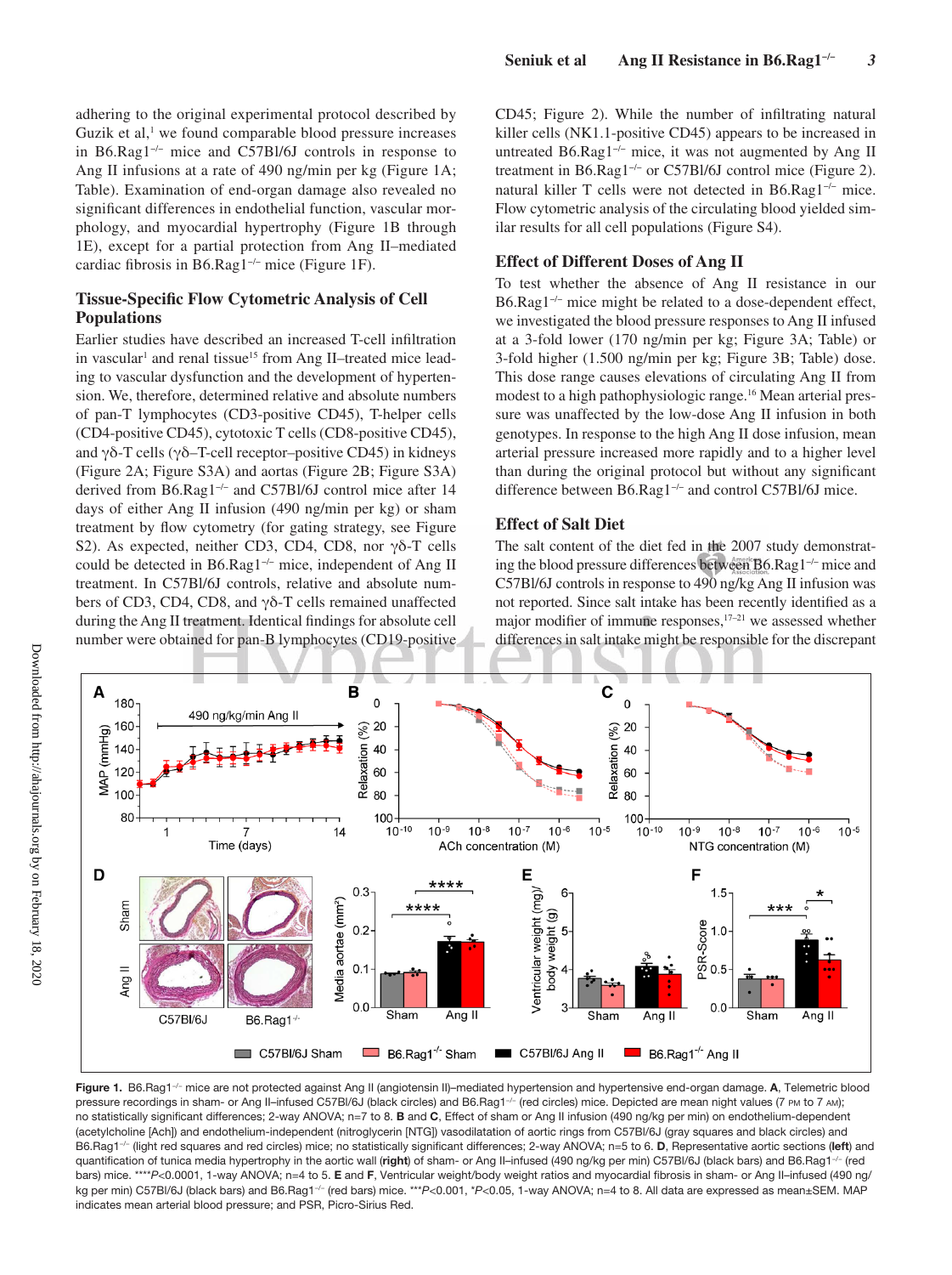adhering to the original experimental protocol described by Guzik et al,[1] we found comparable blood pressure increases in B6.Rag1$^{-/-}$ mice and C57Bl/6J controls in response to Ang II infusions at a rate of 490 ng/min per kg (Figure 1A; Table). Examination of end-organ damage also revealed no significant differences in endothelial function, vascular morphology, and myocardial hypertrophy (Figure 1B through 1E), except for a partial protection from Ang II–mediated cardiac fibrosis in B6.Rag1$^{-/-}$ mice (Figure 1F).

## Tissue-Specific Flow Cytometric Analysis of Cell Populations

Earlier studies have described an increased T-cell infiltration in vascular[1] and renal tissue[15] from Ang II–treated mice leading to vascular dysfunction and the development of hypertension. We, therefore, determined relative and absolute numbers of pan-T lymphocytes (CD3-positive CD45), T-helper cells (CD4-positive CD45), cytotoxic T cells (CD8-positive CD45), and γδ-T cells (γδ–T-cell receptor–positive CD45) in kidneys (Figure 2A; Figure S3A) and aortas (Figure 2B; Figure S3A) derived from B6.Rag1$^{-/-}$ and C57Bl/6J control mice after 14 days of either Ang II infusion (490 ng/min per kg) or sham treatment by flow cytometry (for gating strategy, see Figure S2). As expected, neither CD3, CD4, CD8, nor γδ-T cells could be detected in B6.Rag1$^{-/-}$ mice, independent of Ang II treatment. In C57Bl/6J controls, relative and absolute numbers of CD3, CD4, CD8, and γδ-T cells remained unaffected during the Ang II treatment. Identical findings for absolute cell number were obtained for pan-B lymphocytes (CD19-positive CD45; Figure 2). While the number of infiltrating natural killer cells (NK1.1-positive CD45) appears to be increased in untreated B6.Rag1$^{-/-}$ mice, it was not augmented by Ang II treatment in B6.Rag1$^{-/-}$ or C57Bl/6J control mice (Figure 2). natural killer T cells were not detected in B6.Rag1$^{-/-}$ mice. Flow cytometric analysis of the circulating blood yielded similar results for all cell populations (Figure S4).

## Effect of Different Doses of Ang II

To test whether the absence of Ang II resistance in our B6.Rag1$^{-/-}$ mice might be related to a dose-dependent effect, we investigated the blood pressure responses to Ang II infused at a 3-fold lower (170 ng/min per kg; Figure 3A; Table) or 3-fold higher (1.500 ng/min per kg; Figure 3B; Table) dose. This dose range causes elevations of circulating Ang II from modest to a high pathophysiologic range.[16] Mean arterial pressure was unaffected by the low-dose Ang II infusion in both genotypes. In response to the high Ang II dose infusion, mean arterial pressure increased more rapidly and to a higher level than during the original protocol but without any significant difference between B6.Rag1$^{-/-}$ and control C57Bl/6J mice.

## Effect of Salt Diet

The salt content of the diet fed in the 2007 study demonstrating the blood pressure differences between B6.Rag1$^{-/-}$ mice and C57Bl/6J controls in response to 490 ng/kg Ang II infusion was not reported. Since salt intake has been recently identified as a major modifier of immune responses,[17–21] we assessed whether differences in salt intake might be responsible for the discrepant

A
490 ng/kg/min Ang II
MAP (mmHg)
180
160
140
120
100
80
1
7
14
Time (days)

B
Relaxation (%)
0
20
40
60
80
100
10-10 10-9 10-8 10-7 10-6 10-5
ACh concentration (M)

C
Relaxation (%)
0
20
40
60
80
100
10-10 10-9 10-8 10-7 10-6 10-5
NTG concentration (M)

D
Sham
Ang II
C57Bl/6J
B6.Rag1-/-
Media aortae (mm²)
0.3
0.2
0.1
0.0
****
****
Sham
Ang II

E
Ventricular weight (mg)/ body weight (g)
6
5
4
3
Sham
Ang II

F
PSR-Score
1.5
1.0
0.5
0.0
***
*
Sham
Ang II

C57Bl/6J Sham
B6.Rag1-/- Sham
C57Bl/6J Ang II
B6.Rag1-/- Ang II

**Figure 1.** B6.Rag1$^{-/-}$ mice are not protected against Ang II (angiotensin II)–mediated hypertension and hypertensive end-organ damage. **A**, Telemetric blood pressure recordings in sham- or Ang II–infused C57Bl/6J (black circles) and B6.Rag1$^{-/-}$ (red circles) mice. Depicted are mean night values (7 PM to 7 AM); no statistically significant differences; 2-way ANOVA; n=7 to 8. **B** and **C**, Effect of sham or Ang II infusion (490 ng/kg per min) on endothelium-dependent (acetylcholine [ACh]) and endothelium-independent (nitroglycerin [NTG]) vasodilatation of aortic rings from C57Bl/6J (gray squares and black circles) and B6.Rag1$^{-/-}$ (light red squares and red circles) mice; no statistically significant differences; 2-way ANOVA; n=5 to 6. **D**, Representative aortic sections (**left**) and quantification of tunica media hypertrophy in the aortic wall (**right**) of sham- or Ang II–infused (490 ng/kg per min) C57Bl/6J (black bars) and B6.Rag1$^{-/-}$ (red bars) mice. ****$P$<0.0001, 1-way ANOVA; n=4 to 5. **E** and **F**, Ventricular weight/body weight ratios and myocardial fibrosis in sham- or Ang II–infused (490 ng/kg per min) C57Bl/6J (black bars) and B6.Rag1$^{-/-}$ (red bars) mice. ***$P$<0.001, *$P$<0.05, 1-way ANOVA; n=4 to 8. All data are expressed as mean±SEM. MAP indicates mean arterial blood pressure; and PSR, Picro-Sirius Red.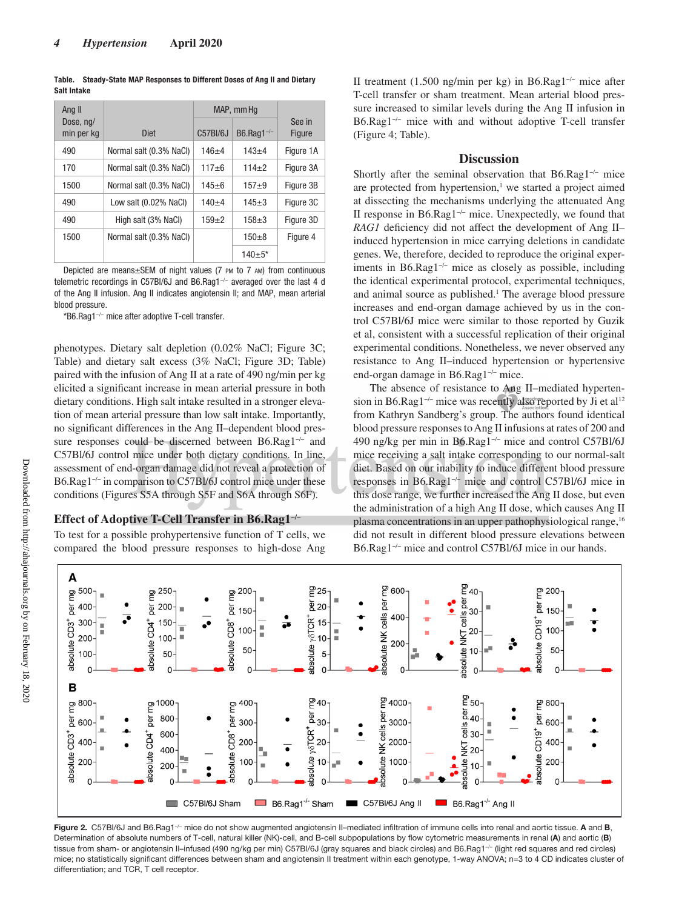**Table. Steady-State MAP Responses to Different Doses of Ang II and Dietary Salt Intake**

| Ang II Dose, ng/min per kg | Diet | MAP, mm Hg | | See in Figure |
|---|---|---|---|---|
| | | C57Bl/6J | B6.Rag1$^{-/-}$ | |
| 490 | Normal salt (0.3% NaCl) | 146±4 | 143±4 | Figure 1A |
| 170 | Normal salt (0.3% NaCl) | 117±6 | 114±2 | Figure 3A |
| 1500 | Normal salt (0.3% NaCl) | 145±6 | 157±9 | Figure 3B |
| 490 | Low salt (0.02% NaCl) | 140±4 | 145±3 | Figure 3C |
| 490 | High salt (3% NaCl) | 159±2 | 158±3 | Figure 3D |
| 1500 | Normal salt (0.3% NaCl) | | 150±8 | Figure 4 |
| | | | 140±5* | |

Depicted are means±SEM of night values (7 PM to 7 AM) from continuous telemetric recordings in C57Bl/6J and B6.Rag1$^{-/-}$ averaged over the last 4 d of the Ang II infusion. Ang II indicates angiotensin II; and MAP, mean arterial blood pressure.

*B6.Rag1$^{-/-}$ mice after adoptive T-cell transfer.

phenotypes. Dietary salt depletion (0.02% NaCl; Figure 3C; Table) and dietary salt excess (3% NaCl; Figure 3D; Table) paired with the infusion of Ang II at a rate of 490 ng/min per kg elicited a significant increase in mean arterial pressure in both dietary conditions. High salt intake resulted in a stronger elevation of mean arterial pressure than low salt intake. Importantly, no significant differences in the Ang II–dependent blood pressure responses could be discerned between B6.Rag1$^{-/-}$ and C57Bl/6J control mice under both dietary conditions. In line, assessment of end-organ damage did not reveal a protection of B6.Rag1$^{-/-}$ in comparison to C57Bl/6J control mice under these conditions (Figures S5A through S5F and S6A through S6F).

### Effect of Adoptive T-Cell Transfer in B6.Rag1$^{-/-}$

To test for a possible prohypertensive function of T cells, we compared the blood pressure responses to high-dose Ang II treatment (1.500 ng/min per kg) in B6.Rag1$^{-/-}$ mice after T-cell transfer or sham treatment. Mean arterial blood pressure increased to similar levels during the Ang II infusion in B6.Rag1$^{-/-}$ mice with and without adoptive T-cell transfer (Figure 4; Table).

## Discussion

Shortly after the seminal observation that B6.Rag1$^{-/-}$ mice are protected from hypertension,[1] we started a project aimed at dissecting the mechanisms underlying the attenuated Ang II response in B6.Rag1$^{-/-}$ mice. Unexpectedly, we found that *RAG1* deficiency did not affect the development of Ang II–induced hypertension in mice carrying deletions in candidate genes. We, therefore, decided to reproduce the original experiments in B6.Rag1$^{-/-}$ mice as closely as possible, including the identical experimental protocol, experimental techniques, and animal source as published.[1] The average blood pressure increases and end-organ damage achieved by us in the control C57Bl/6J mice were similar to those reported by Guzik et al, consistent with a successful replication of their original experimental conditions. Nonetheless, we never observed any resistance to Ang II–induced hypertension or hypertensive end-organ damage in B6.Rag1$^{-/-}$ mice.

The absence of resistance to Ang II–mediated hypertension in B6.Rag1$^{-/-}$ mice was recently also reported by Ji et al[12] from Kathryn Sandberg's group. The authors found identical blood pressure responses to Ang II infusions at rates of 200 and 490 ng/kg per min in B6.Rag1$^{-/-}$ mice and control C57Bl/6J mice receiving a salt intake corresponding to our normal-salt diet. Based on our inability to induce different blood pressure responses in B6.Rag1$^{-/-}$ mice and control C57Bl/6J mice in this dose range, we further increased the Ang II dose, but even the administration of a high Ang II dose, which causes Ang II plasma concentrations in an upper pathophysiological range,[16] did not result in different blood pressure elevations between B6.Rag1$^{-/-}$ mice and control C57Bl/6J mice in our hands.

**Figure 2.** C57Bl/6J and B6.Rag1$^{-/-}$ mice do not show augmented angiotensin II–mediated infiltration of immune cells into renal and aortic tissue. **A** and **B**, Determination of absolute numbers of T-cell, natural killer (NK)-cell, and B-cell subpopulations by flow cytometric measurements in renal (**A**) and aortic (**B**) tissue from sham- or angiotensin II–infused (490 ng/kg per min) C57Bl/6J (gray squares and black circles) and B6.Rag1$^{-/-}$ (light red squares and red circles) mice; no statistically significant differences between sham and angiotensin II treatment within each genotype, 1-way ANOVA; n=3 to 4 CD indicates cluster of differentiation; and TCR, T cell receptor.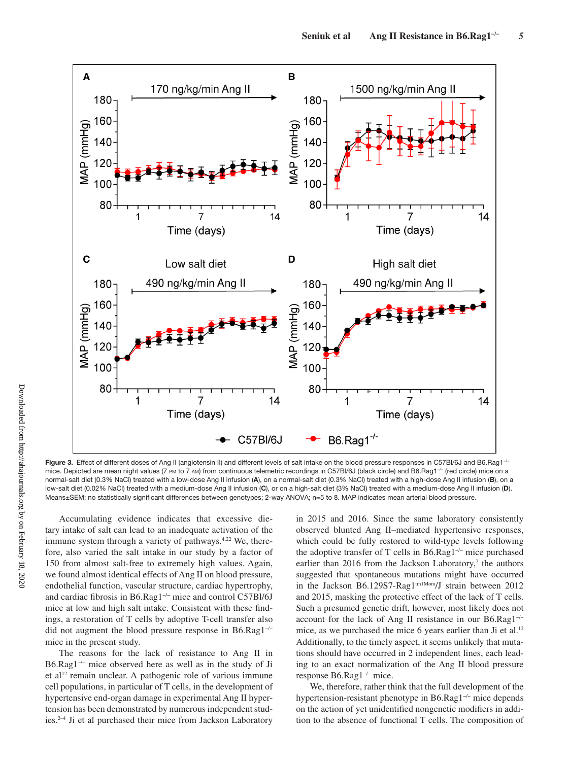A

170 ng/kg/min Ang II

MAP (mmHg)

180
160
140
120
100
80

1
7
14

Time (days)

B

1500 ng/kg/min Ang II

MAP (mmHg)

180
160
140
120
100
80

1
7
14

Time (days)

C

Low salt diet

490 ng/kg/min Ang II

MAP (mmHg)

180
160
140
120
100
80

1
7
14

Time (days)

D

High salt diet

490 ng/kg/min Ang II

MAP (mmHg)

180
160
140
120
100
80

1
7
14

Time (days)

C57Bl/6J

B6.Rag1−/−

**Figure 3.** Effect of different doses of Ang II (angiotensin II) and different levels of salt intake on the blood pressure responses in C57Bl/6J and B6.Rag1−/− mice. Depicted are mean night values (7 PM to 7 AM) from continuous telemetric recordings in C57Bl/6J (black circle) and B6.Rag1−/− (red circle) mice on a normal-salt diet (0.3% NaCl) treated with a low-dose Ang II infusion (**A**), on a normal-salt diet (0.3% NaCl) treated with a high-dose Ang II infusion (**B**), on a low-salt diet (0.02% NaCl) treated with a medium-dose Ang II infusion (**C**), or on a high-salt diet (3% NaCl) treated with a medium-dose Ang II infusion (**D**). Means±SEM; no statistically significant differences between genotypes; 2-way ANOVA; n=5 to 8. MAP indicates mean arterial blood pressure.

Accumulating evidence indicates that excessive dietary intake of salt can lead to an inadequate activation of the immune system through a variety of pathways.[4,22] We, therefore, also varied the salt intake in our study by a factor of 150 from almost salt-free to extremely high values. Again, we found almost identical effects of Ang II on blood pressure, endothelial function, vascular structure, cardiac hypertrophy, and cardiac fibrosis in B6.Rag1−/− mice and control C57Bl/6J mice at low and high salt intake. Consistent with these findings, a restoration of T cells by adoptive T-cell transfer also did not augment the blood pressure response in B6.Rag1−/− mice in the present study.

The reasons for the lack of resistance to Ang II in B6.Rag1−/− mice observed here as well as in the study of Ji et al[12] remain unclear. A pathogenic role of various immune cell populations, in particular of T cells, in the development of hypertensive end-organ damage in experimental Ang II hypertension has been demonstrated by numerous independent studies.[2–4] Ji et al purchased their mice from Jackson Laboratory in 2015 and 2016. Since the same laboratory consistently observed blunted Ang II–mediated hypertensive responses, which could be fully restored to wild-type levels following the adoptive transfer of T cells in B6.Rag1−/− mice purchased earlier than 2016 from the Jackson Laboratory,[7] the authors suggested that spontaneous mutations might have occurred in the Jackson B6.129S7-Rag1tm1Mom/J strain between 2012 and 2015, masking the protective effect of the lack of T cells. Such a presumed genetic drift, however, most likely does not account for the lack of Ang II resistance in our B6.Rag1−/− mice, as we purchased the mice 6 years earlier than Ji et al.[12] Additionally, to the timely aspect, it seems unlikely that mutations should have occurred in 2 independent lines, each leading to an exact normalization of the Ang II blood pressure response B6.Rag1−/− mice.

We, therefore, rather think that the full development of the hypertension-resistant phenotype in B6.Rag1−/− mice depends on the action of yet unidentified nongenetic modifiers in addition to the absence of functional T cells. The composition of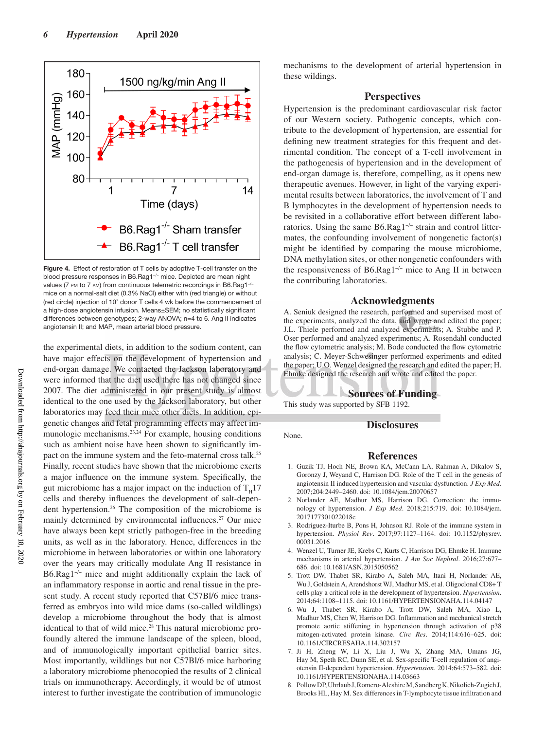Figure 4. Effect of restoration of T cells by adoptive T-cell transfer on the blood pressure responses in B6.Rag1$^{-/-}$ mice. Depicted are mean night values (7 PM to 7 AM) from continuous telemetric recordings in B6.Rag1$^{-/-}$ mice on a normal-salt diet (0.3% NaCl) either with (red triangle) or without (red circle) injection of $10^7$ donor T cells 4 wk before the commencement of a high-dose angiotensin infusion. Means±SEM; no statistically significant differences between genotypes; 2-way ANOVA; n=4 to 6. Ang II indicates angiotensin II; and MAP, mean arterial blood pressure.

the experimental diets, in addition to the sodium content, can have major effects on the development of hypertension and end-organ damage. We contacted the Jackson laboratory and were informed that the diet used there has not changed since 2007. The diet administered in our present study is almost identical to the one used by the Jackson laboratory, but other laboratories may feed their mice other diets. In addition, epigenetic changes and fetal programming effects may affect immunologic mechanisms.[23,24] For example, housing conditions such as ambient noise have been shown to significantly impact on the immune system and the feto-maternal cross talk.[25] Finally, recent studies have shown that the microbiome exerts a major influence on the immune system. Specifically, the gut microbiome has a major impact on the induction of $T_H17$ cells and thereby influences the development of salt-dependent hypertension.[26] The composition of the microbiome is mainly determined by environmental influences.[27] Our mice have always been kept strictly pathogen-free in the breeding units, as well as in the laboratory. Hence, differences in the microbiome in between laboratories or within one laboratory over the years may critically modulate Ang II resistance in B6.Rag1$^{-/-}$ mice and might additionally explain the lack of an inflammatory response in aortic and renal tissue in the present study. A recent study reported that C57Bl/6 mice transferred as embryos into wild mice dams (so-called wildlings) develop a microbiome throughout the body that is almost identical to that of wild mice.[28] This natural microbiome profoundly altered the immune landscape of the spleen, blood, and of immunologically important epithelial barrier sites. Most importantly, wildlings but not C57Bl/6 mice harboring a laboratory microbiome phenocopied the results of 2 clinical trials on immunotherapy. Accordingly, it would be of utmost interest to further investigate the contribution of immunologic mechanisms to the development of arterial hypertension in these wildings.

## Perspectives

Hypertension is the predominant cardiovascular risk factor of our Western society. Pathogenic concepts, which contribute to the development of hypertension, are essential for defining new treatment strategies for this frequent and detrimental condition. The concept of a T-cell involvement in the pathogenesis of hypertension and in the development of end-organ damage is, therefore, compelling, as it opens new therapeutic avenues. However, in light of the varying experimental results between laboratories, the involvement of T and B lymphocytes in the development of hypertension needs to be revisited in a collaborative effort between different laboratories. Using the same B6.Rag1$^{-/-}$ strain and control littermates, the confounding involvement of nongenetic factor(s) might be identified by comparing the mouse microbiome, DNA methylation sites, or other nongenetic confounders with the responsiveness of B6.Rag1$^{-/-}$ mice to Ang II in between the contributing laboratories.

## Acknowledgments

A. Seniuk designed the research, performed and supervised most of the experiments, analyzed the data, and wrote and edited the paper; J.L. Thiele performed and analyzed experiments; A. Stubbe and P. Oser performed and analyzed experiments; A. Rosendahl conducted the flow cytometric analysis; M. Bode conducted the flow cytometric analysis; C. Meyer-Schwesinger performed experiments and edited the paper; U.O. Wenzel designed the research and edited the paper; H. Ehmke designed the research and wrote and edited the paper.

## Sources of Funding

This study was supported by SFB 1192.

## Disclosures

None.

## References

1. Guzik TJ, Hoch NE, Brown KA, McCann LA, Rahman A, Dikalov S, Goronzy J, Weyand C, Harrison DG. Role of the T cell in the genesis of angiotensin II induced hypertension and vascular dysfunction. *J Exp Med*. 2007;204:2449–2460. doi: 10.1084/jem.20070657
2. Norlander AE, Madhur MS, Harrison DG. Correction: the immunology of hypertension. *J Exp Med*. 2018;215:719. doi: 10.1084/jem.2017177301022018c
3. Rodriguez-Iturbe B, Pons H, Johnson RJ. Role of the immune system in hypertension. *Physiol Rev*. 2017;97:1127–1164. doi: 10.1152/physrev.00031.2016
4. Wenzel U, Turner JE, Krebs C, Kurts C, Harrison DG, Ehmke H. Immune mechanisms in arterial hypertension. *J Am Soc Nephrol*. 2016;27:677–686. doi: 10.1681/ASN.2015050562
5. Trott DW, Thabet SR, Kirabo A, Saleh MA, Itani H, Norlander AE, Wu J, Goldstein A, Arendshorst WJ, Madhur MS, et al. Oligoclonal CD8+ T cells play a critical role in the development of hypertension. *Hypertension*. 2014;64:1108–1115. doi: 10.1161/HYPERTENSIONAHA.114.04147
6. Wu J, Thabet SR, Kirabo A, Trott DW, Saleh MA, Xiao L, Madhur MS, Chen W, Harrison DG. Inflammation and mechanical stretch promote aortic stiffening in hypertension through activation of p38 mitogen-activated protein kinase. *Circ Res*. 2014;114:616–625. doi: 10.1161/CIRCRESAHA.114.302157
7. Ji H, Zheng W, Li X, Liu J, Wu X, Zhang MA, Umans JG, Hay M, Speth RC, Dunn SE, et al. Sex-specific T-cell regulation of angiotensin II-dependent hypertension. *Hypertension*. 2014;64:573–582. doi: 10.1161/HYPERTENSIONAHA.114.03663
8. Pollow DP, Uhrlaub J, Romero-Aleshire M, Sandberg K, Nikolich-Zugich J, Brooks HL, Hay M. Sex differences in T-lymphocyte tissue infiltration and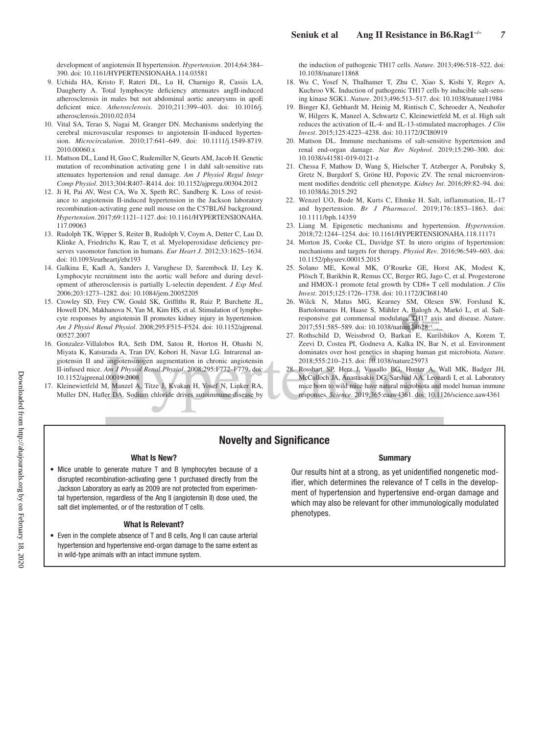development of angiotensin II hypertension. *Hypertension*. 2014;64:384–390. doi: 10.1161/HYPERTENSIONAHA.114.03581

9. Uchida HA, Kristo F, Rateri DL, Lu H, Charnigo R, Cassis LA, Daugherty A. Total lymphocyte deficiency attenuates angII-induced atherosclerosis in males but not abdominal aortic aneurysms in apoE deficient mice. *Atherosclerosis*. 2010;211:399–403. doi: 10.1016/j.atherosclerosis.2010.02.034
10. Vital SA, Terao S, Nagai M, Granger DN. Mechanisms underlying the cerebral microvascular responses to angiotensin II-induced hypertension. *Microcirculation*. 2010;17:641–649. doi: 10.1111/j.1549-8719.2010.00060.x
11. Mattson DL, Lund H, Guo C, Rudemiller N, Geurts AM, Jacob H. Genetic mutation of recombination activating gene 1 in dahl salt-sensitive rats attenuates hypertension and renal damage. *Am J Physiol Regul Integr Comp Physiol*. 2013;304:R407–R414. doi: 10.1152/ajpregu.00304.2012
12. Ji H, Pai AV, West CA, Wu X, Speth RC, Sandberg K. Loss of resistance to angiotensin II-induced hypertension in the Jackson laboratory recombination-activating gene null mouse on the C57BL/6J background. *Hypertension*. 2017;69:1121–1127. doi: 10.1161/HYPERTENSIONAHA.117.09063
13. Rudolph TK, Wipper S, Reiter B, Rudolph V, Coym A, Detter C, Lau D, Klinke A, Friedrichs K, Rau T, et al. Myeloperoxidase deficiency preserves vasomotor function in humans. *Eur Heart J*. 2012;33:1625–1634. doi: 10.1093/eurheartj/ehr193
14. Galkina E, Kadl A, Sanders J, Varughese D, Sarembock IJ, Ley K. Lymphocyte recruitment into the aortic wall before and during development of atherosclerosis is partially L-selectin dependent. *J Exp Med*. 2006;203:1273–1282. doi: 10.1084/jem.20052205
15. Crowley SD, Frey CW, Gould SK, Griffiths R, Ruiz P, Burchette JL, Howell DN, Makhanova N, Yan M, Kim HS, et al. Stimulation of lymphocyte responses by angiotensin II promotes kidney injury in hypertension. *Am J Physiol Renal Physiol*. 2008;295:F515–F524. doi: 10.1152/ajprenal.00527.2007
16. Gonzalez-Villalobos RA, Seth DM, Satou R, Horton H, Ohashi N, Miyata K, Katsurada A, Tran DV, Kobori H, Navar LG. Intrarenal angiotensin II and angiotensinogen augmentation in chronic angiotensin II-infused mice. *Am J Physiol Renal Physiol*. 2008;295:F772–F779. doi: 10.1152/ajprenal.00019.2008
17. Kleinewietfeld M, Manzel A, Titze J, Kvakan H, Yosef N, Linker RA, Muller DN, Hafler DA. Sodium chloride drives autoimmune disease by the induction of pathogenic TH17 cells. *Nature*. 2013;496:518–522. doi: 10.1038/nature11868
18. Wu C, Yosef N, Thalhamer T, Zhu C, Xiao S, Kishi Y, Regev A, Kuchroo VK. Induction of pathogenic TH17 cells by inducible salt-sensing kinase SGK1. *Nature*. 2013;496:513–517. doi: 10.1038/nature11984
19. Binger KJ, Gebhardt M, Heinig M, Rintisch C, Schroeder A, Neuhofer W, Hilgers K, Manzel A, Schwartz C, Kleinewietfeld M, et al. High salt reduces the activation of IL-4- and IL-13-stimulated macrophages. *J Clin Invest*. 2015;125:4223–4238. doi: 10.1172/JCI80919
20. Mattson DL. Immune mechanisms of salt-sensitive hypertension and renal end-organ damage. *Nat Rev Nephrol*. 2019;15:290–300. doi: 10.1038/s41581-019-0121-z
21. Chessa F, Mathow D, Wang S, Hielscher T, Atzberger A, Porubsky S, Gretz N, Burgdorf S, Gröne HJ, Popovic ZV. The renal microenvironment modifies dendritic cell phenotype. *Kidney Int*. 2016;89:82–94. doi: 10.1038/ki.2015.292
22. Wenzel UO, Bode M, Kurts C, Ehmke H. Salt, inflammation, IL-17 and hypertension. *Br J Pharmacol*. 2019;176:1853–1863. doi: 10.1111/bph.14359
23. Liang M. Epigenetic mechanisms and hypertension. *Hypertension*. 2018;72:1244–1254. doi: 10.1161/HYPERTENSIONAHA.118.11171
24. Morton JS, Cooke CL, Davidge ST. In utero origins of hypertension: mechanisms and targets for therapy. *Physiol Rev*. 2016;96:549–603. doi: 10.1152/physrev.00015.2015
25. Solano ME, Kowal MK, O'Rourke GE, Horst AK, Modest K, Plösch T, Barikbin R, Remus CC, Berger RG, Jago C, et al. Progesterone and HMOX-1 promote fetal growth by CD8+ T cell modulation. *J Clin Invest*. 2015;125:1726–1738. doi: 10.1172/JCI68140
26. Wilck N, Matus MG, Kearney SM, Olesen SW, Forslund K, Bartolomaeus H, Haase S, Mähler A, Balogh A, Markó L, et al. Salt-responsive gut commensal modulates TH17 axis and disease. *Nature*. 2017;551:585–589. doi: 10.1038/nature24628
27. Rothschild D, Weissbrod O, Barkan E, Kurilshikov A, Korem T, Zeevi D, Costea PI, Godneva A, Kalka IN, Bar N, et al. Environment dominates over host genetics in shaping human gut microbiota. *Nature*. 2018;555:210–215. doi: 10.1038/nature25973
28. Rosshart SP, Herz J, Vassallo BG, Hunter A, Wall MK, Badger JH, McCulloch JA, Anastasakis DG, Sarshad AA, Leonardi I, et al. Laboratory mice born to wild mice have natural microbiota and model human immune responses. *Science*. 2019;365:eaaw4361. doi: 10.1126/science.aaw4361

## Novelty and Significance

### What Is New?

- Mice unable to generate mature T and B lymphocytes because of a disrupted recombination-activating gene 1 purchased directly from the Jackson Laboratory as early as 2009 are not protected from experimental hypertension, regardless of the Ang II (angiotensin II) dose used, the salt diet implemented, or of the restoration of T cells.

### What Is Relevant?

- Even in the complete absence of T and B cells, Ang II can cause arterial hypertension and hypertensive end-organ damage to the same extent as in wild-type animals with an intact immune system.

### Summary

Our results hint at a strong, as yet unidentified nongenetic modifier, which determines the relevance of T cells in the development of hypertension and hypertensive end-organ damage and which may also be relevant for other immunologically modulated phenotypes.